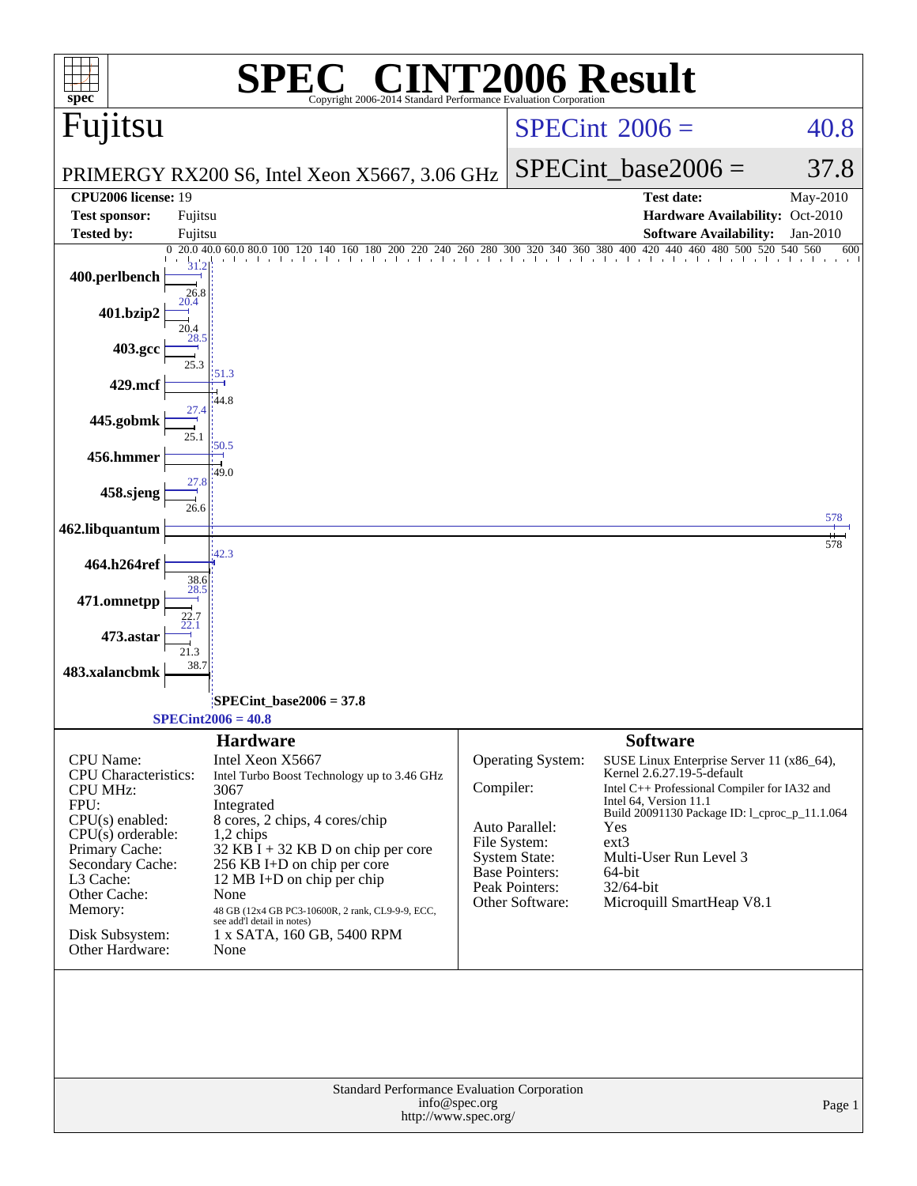# SPEC® CINT2006 Result

Copyright 2006-2014 Standard Performance Evaluation Corporation

## Fujitsu

**PRIMERGY RX200 S6, Intel Xeon X5667, 3.06 GHz**

SPECint 2006 = 40.8

SPECint_base2006 = 37.8

| | | | |
|---|---|---|---|
| **CPU2006 license:** 19 | | **Test date:** | May-2010 |
| **Test sponsor:** | Fujitsu | **Hardware Availability:** | Oct-2010 |
| **Tested by:** | Fujitsu | **Software Availability:** | Jan-2010 |

| Benchmark | Peak | Base |
|---|---|---|
| 400.perlbench | 31.2 | 26.8 |
| 401.bzip2 | 20.4 | 20.4 |
| 403.gcc | 28.5 | 25.3 |
| 429.mcf | 51.3 | 44.8 |
| 445.gobmk | 27.4 | 25.1 |
| 456.hmmer | 50.5 | 49.0 |
| 458.sjeng | 27.8 | 26.6 |
| 462.libquantum | 578 | 578 |
| 464.h264ref | 42.3 | 38.6 |
| 471.omnetpp | 28.5 | 22.7 |
| 473.astar | 22.1 | 21.3 |
| 483.xalancbmk | 38.7 | |

SPECint_base2006 = 37.8

SPECint2006 = 40.8

### Hardware

| | |
|---|---|
| CPU Name: | Intel Xeon X5667 |
| CPU Characteristics: | Intel Turbo Boost Technology up to 3.46 GHz |
| CPU MHz: | 3067 |
| FPU: | Integrated |
| CPU(s) enabled: | 8 cores, 2 chips, 4 cores/chip |
| CPU(s) orderable: | 1,2 chips |
| Primary Cache: | 32 KB I + 32 KB D on chip per core |
| Secondary Cache: | 256 KB I+D on chip per core |
| L3 Cache: | 12 MB I+D on chip per chip |
| Other Cache: | None |
| Memory: | 48 GB (12x4 GB PC3-10600R, 2 rank, CL9-9-9, ECC, see add'l detail in notes) |
| Disk Subsystem: | 1 x SATA, 160 GB, 5400 RPM |
| Other Hardware: | None |

### Software

| | |
|---|---|
| Operating System: | SUSE Linux Enterprise Server 11 (x86_64), Kernel 2.6.27.19-5-default |
| Compiler: | Intel C++ Professional Compiler for IA32 and Intel 64, Version 11.1 Build 20091130 Package ID: l_cproc_p_11.1.064 |
| Auto Parallel: | Yes |
| File System: | ext3 |
| System State: | Multi-User Run Level 3 |
| Base Pointers: | 64-bit |
| Peak Pointers: | 32/64-bit |
| Other Software: | Microquill SmartHeap V8.1 |

Standard Performance Evaluation Corporation
info@spec.org
http://www.spec.org/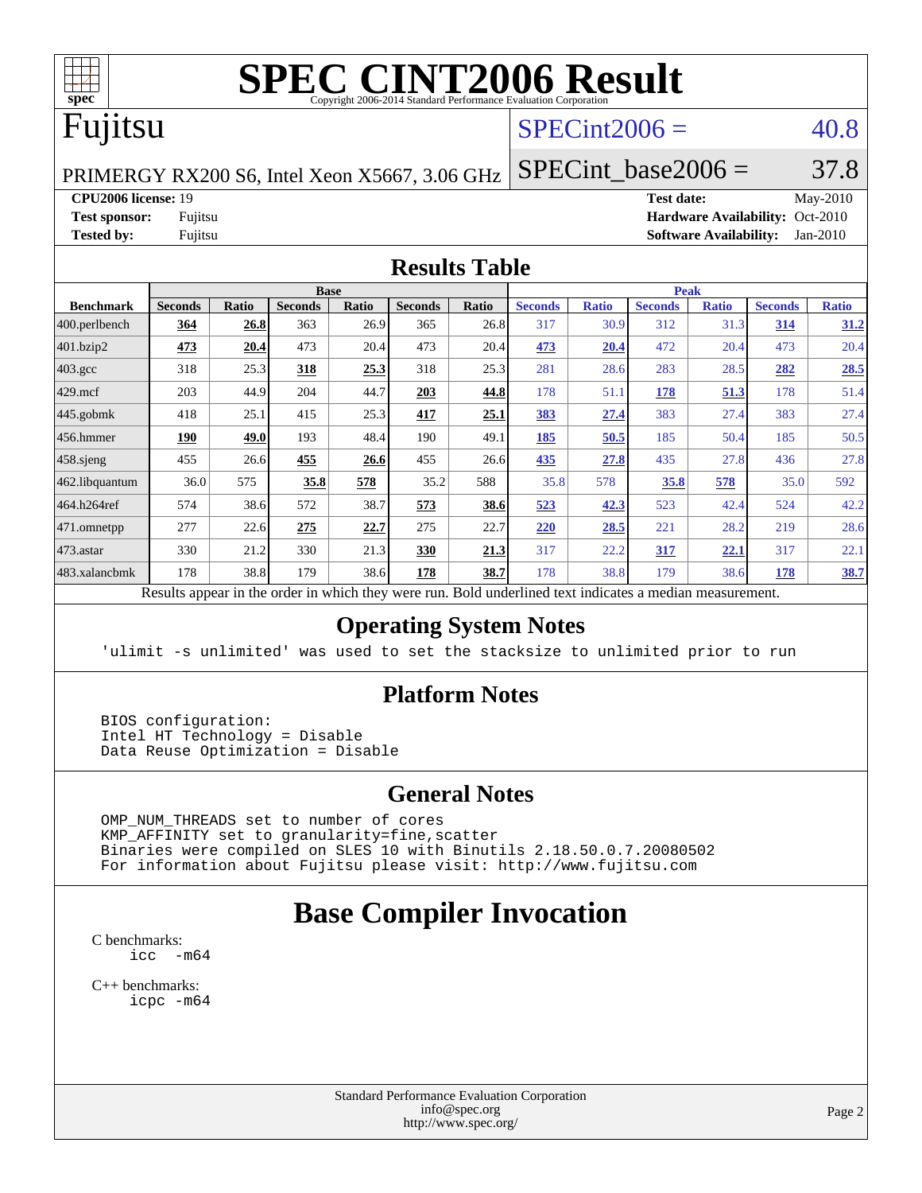# SPEC CINT2006 Result

Copyright 2006-2014 Standard Performance Evaluation Corporation

## Fujitsu

PRIMERGY RX200 S6, Intel Xeon X5667, 3.06 GHz

SPECint2006 = 40.8

SPECint_base2006 = 37.8

**CPU2006 license:** 19
**Test sponsor:** Fujitsu
**Tested by:** Fujitsu

**Test date:** May-2010
**Hardware Availability:** Oct-2010
**Software Availability:** Jan-2010

## Results Table

| Benchmark | Base | | | | | | Peak | | | | | |
|---|---|---|---|---|---|---|---|---|---|---|---|---|
| | Seconds | Ratio | Seconds | Ratio | Seconds | Ratio | Seconds | Ratio | Seconds | Ratio | Seconds | Ratio |
| 400.perlbench | **364** | **26.8** | 363 | 26.9 | 365 | 26.8 | 317 | 30.9 | 312 | 31.3 | **314** | **31.2** |
| 401.bzip2 | **473** | **20.4** | 473 | 20.4 | 473 | 20.4 | **473** | **20.4** | 472 | 20.4 | 473 | 20.4 |
| 403.gcc | 318 | 25.3 | **318** | **25.3** | 318 | 25.3 | 281 | 28.6 | 283 | 28.5 | **282** | **28.5** |
| 429.mcf | 203 | 44.9 | 204 | 44.7 | **203** | **44.8** | 178 | 51.1 | **178** | **51.3** | 178 | 51.4 |
| 445.gobmk | 418 | 25.1 | 415 | 25.3 | **417** | **25.1** | **383** | **27.4** | 383 | 27.4 | 383 | 27.4 |
| 456.hmmer | **190** | **49.0** | 193 | 48.4 | 190 | 49.1 | **185** | **50.5** | 185 | 50.4 | 185 | 50.5 |
| 458.sjeng | 455 | 26.6 | **455** | **26.6** | 455 | 26.6 | **435** | **27.8** | 435 | 27.8 | 436 | 27.8 |
| 462.libquantum | 36.0 | 575 | **35.8** | **578** | 35.2 | 588 | 35.8 | 578 | **35.8** | **578** | 35.0 | 592 |
| 464.h264ref | 574 | 38.6 | 572 | 38.7 | **573** | **38.6** | **523** | **42.3** | 523 | 42.4 | 524 | 42.2 |
| 471.omnetpp | 277 | 22.6 | **275** | **22.7** | 275 | 22.7 | **220** | **28.5** | 221 | 28.2 | 219 | 28.6 |
| 473.astar | 330 | 21.2 | 330 | 21.3 | **330** | **21.3** | 317 | 22.2 | **317** | **22.1** | 317 | 22.1 |
| 483.xalancbmk | 178 | 38.8 | 179 | 38.6 | **178** | **38.7** | 178 | 38.8 | 179 | 38.6 | **178** | **38.7** |

Results appear in the order in which they were run. Bold underlined text indicates a median measurement.

## Operating System Notes

```
'ulimit -s unlimited' was used to set the stacksize to unlimited prior to run
```

## Platform Notes

```
BIOS configuration:
Intel HT Technology = Disable
Data Reuse Optimization = Disable
```

## General Notes

```
OMP_NUM_THREADS set to number of cores
KMP_AFFINITY set to granularity=fine,scatter
Binaries were compiled on SLES 10 with Binutils 2.18.50.0.7.20080502
For information about Fujitsu please visit: http://www.fujitsu.com
```

# Base Compiler Invocation

C benchmarks:
```
icc  -m64
```

C++ benchmarks:
```
icpc -m64
```

Standard Performance Evaluation Corporation
info@spec.org
http://www.spec.org/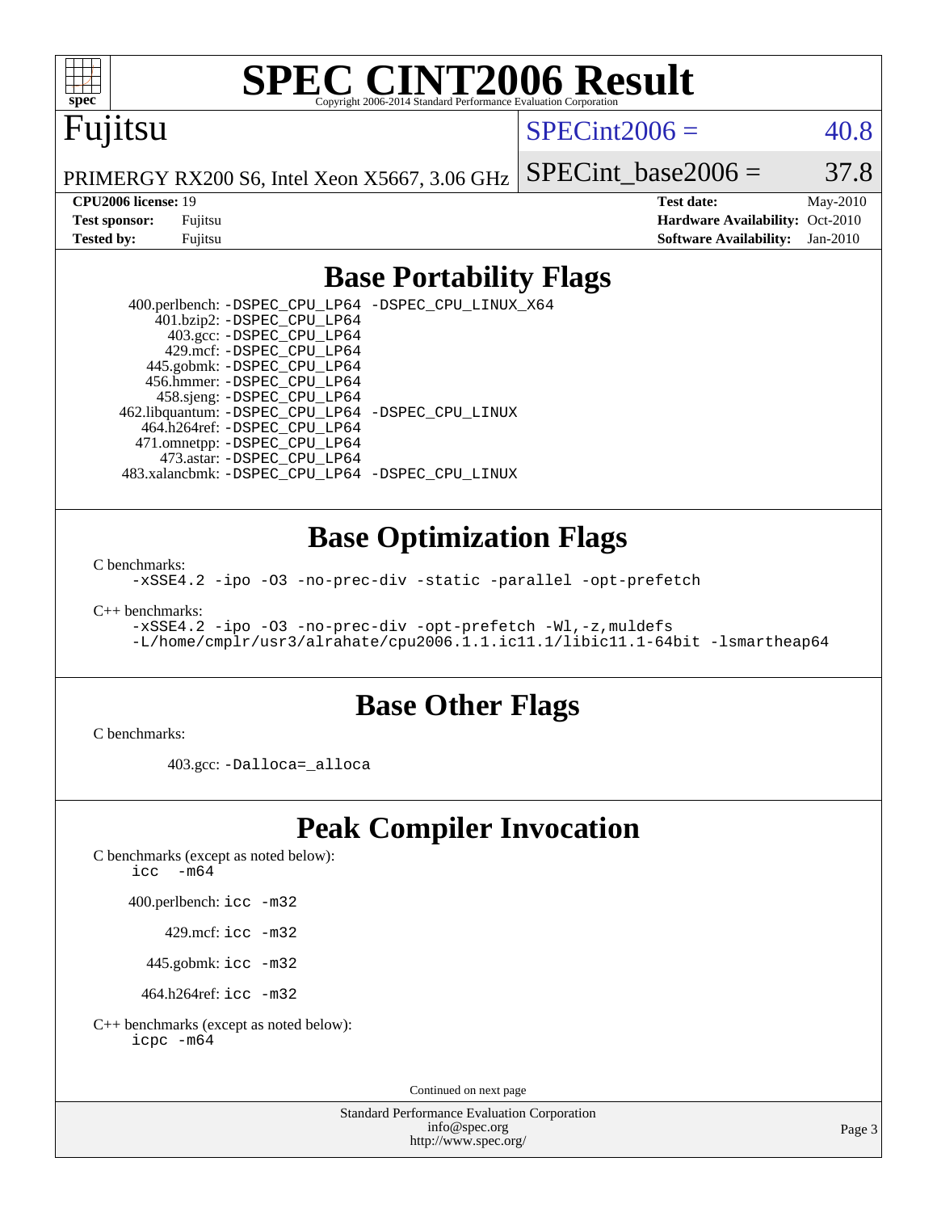# SPEC CINT2006 Result

Copyright 2006-2014 Standard Performance Evaluation Corporation

## Fujitsu

PRIMERGY RX200 S6, Intel Xeon X5667, 3.06 GHz

SPECint2006 = 40.8

SPECint_base2006 = 37.8

| | | | |
|---|---|---|---|
| **CPU2006 license:** 19 | | **Test date:** | May-2010 |
| **Test sponsor:** | Fujitsu | **Hardware Availability:** | Oct-2010 |
| **Tested by:** | Fujitsu | **Software Availability:** | Jan-2010 |

## Base Portability Flags

400.perlbench: `-DSPEC_CPU_LP64 -DSPEC_CPU_LINUX_X64`
401.bzip2: `-DSPEC_CPU_LP64`
403.gcc: `-DSPEC_CPU_LP64`
429.mcf: `-DSPEC_CPU_LP64`
445.gobmk: `-DSPEC_CPU_LP64`
456.hmmer: `-DSPEC_CPU_LP64`
458.sjeng: `-DSPEC_CPU_LP64`
462.libquantum: `-DSPEC_CPU_LP64 -DSPEC_CPU_LINUX`
464.h264ref: `-DSPEC_CPU_LP64`
471.omnetpp: `-DSPEC_CPU_LP64`
473.astar: `-DSPEC_CPU_LP64`
483.xalancbmk: `-DSPEC_CPU_LP64 -DSPEC_CPU_LINUX`

## Base Optimization Flags

C benchmarks:

```
-xSSE4.2 -ipo -O3 -no-prec-div -static -parallel -opt-prefetch
```

C++ benchmarks:

```
-xSSE4.2 -ipo -O3 -no-prec-div -opt-prefetch -Wl,-z,muldefs
-L/home/cmplr/usr3/alrahate/cpu2006.1.1.ic11.1/libic11.1-64bit -lsmartheap64
```

## Base Other Flags

C benchmarks:

403.gcc: `-Dalloca=_alloca`

## Peak Compiler Invocation

C benchmarks (except as noted below):

```
icc  -m64
```

400.perlbench: `icc -m32`

429.mcf: `icc -m32`

445.gobmk: `icc -m32`

464.h264ref: `icc -m32`

C++ benchmarks (except as noted below):

```
icpc -m64
```

Continued on next page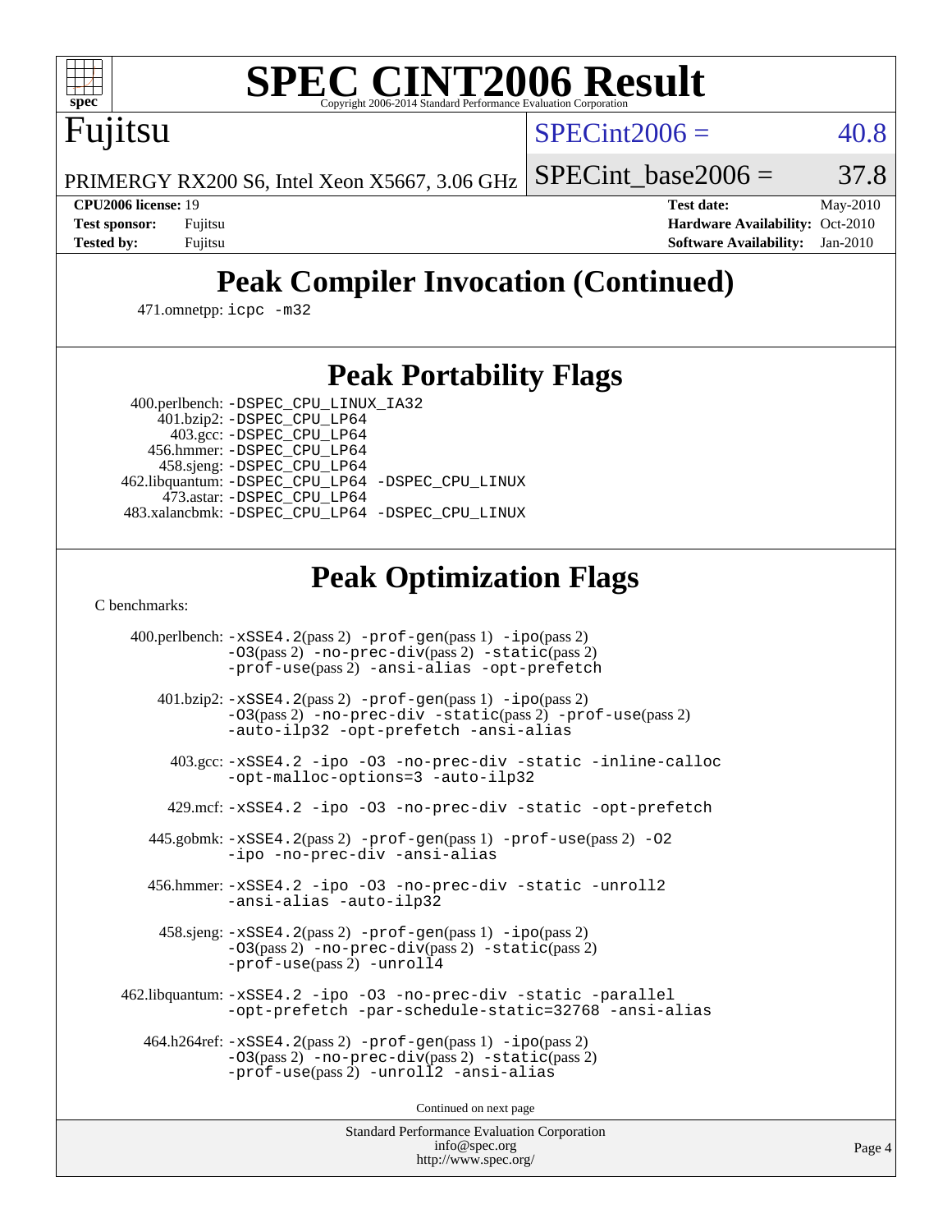# SPEC CINT2006 Result

Fujitsu

PRIMERGY RX200 S6, Intel Xeon X5667, 3.06 GHz

SPECint2006 = 40.8

SPECint_base2006 = 37.8

**CPU2006 license:** 19
**Test sponsor:** Fujitsu
**Tested by:** Fujitsu

**Test date:** May-2010
**Hardware Availability:** Oct-2010
**Software Availability:** Jan-2010

## Peak Compiler Invocation (Continued)

471.omnetpp: icpc -m32

## Peak Portability Flags

400.perlbench: -DSPEC_CPU_LINUX_IA32
401.bzip2: -DSPEC_CPU_LP64
403.gcc: -DSPEC_CPU_LP64
456.hmmer: -DSPEC_CPU_LP64
458.sjeng: -DSPEC_CPU_LP64
462.libquantum: -DSPEC_CPU_LP64 -DSPEC_CPU_LINUX
473.astar: -DSPEC_CPU_LP64
483.xalancbmk: -DSPEC_CPU_LP64 -DSPEC_CPU_LINUX

## Peak Optimization Flags

C benchmarks:

400.perlbench: -xSSE4.2(pass 2) -prof-gen(pass 1) -ipo(pass 2) -O3(pass 2) -no-prec-div(pass 2) -static(pass 2) -prof-use(pass 2) -ansi-alias -opt-prefetch

401.bzip2: -xSSE4.2(pass 2) -prof-gen(pass 1) -ipo(pass 2) -O3(pass 2) -no-prec-div -static(pass 2) -prof-use(pass 2) -auto-ilp32 -opt-prefetch -ansi-alias

403.gcc: -xSSE4.2 -ipo -O3 -no-prec-div -static -inline-calloc -opt-malloc-options=3 -auto-ilp32

429.mcf: -xSSE4.2 -ipo -O3 -no-prec-div -static -opt-prefetch

445.gobmk: -xSSE4.2(pass 2) -prof-gen(pass 1) -prof-use(pass 2) -O2 -ipo -no-prec-div -ansi-alias

456.hmmer: -xSSE4.2 -ipo -O3 -no-prec-div -static -unroll2 -ansi-alias -auto-ilp32

458.sjeng: -xSSE4.2(pass 2) -prof-gen(pass 1) -ipo(pass 2) -O3(pass 2) -no-prec-div(pass 2) -static(pass 2) -prof-use(pass 2) -unroll4

462.libquantum: -xSSE4.2 -ipo -O3 -no-prec-div -static -parallel -opt-prefetch -par-schedule-static=32768 -ansi-alias

464.h264ref: -xSSE4.2(pass 2) -prof-gen(pass 1) -ipo(pass 2) -O3(pass 2) -no-prec-div(pass 2) -static(pass 2) -prof-use(pass 2) -unroll2 -ansi-alias

Continued on next page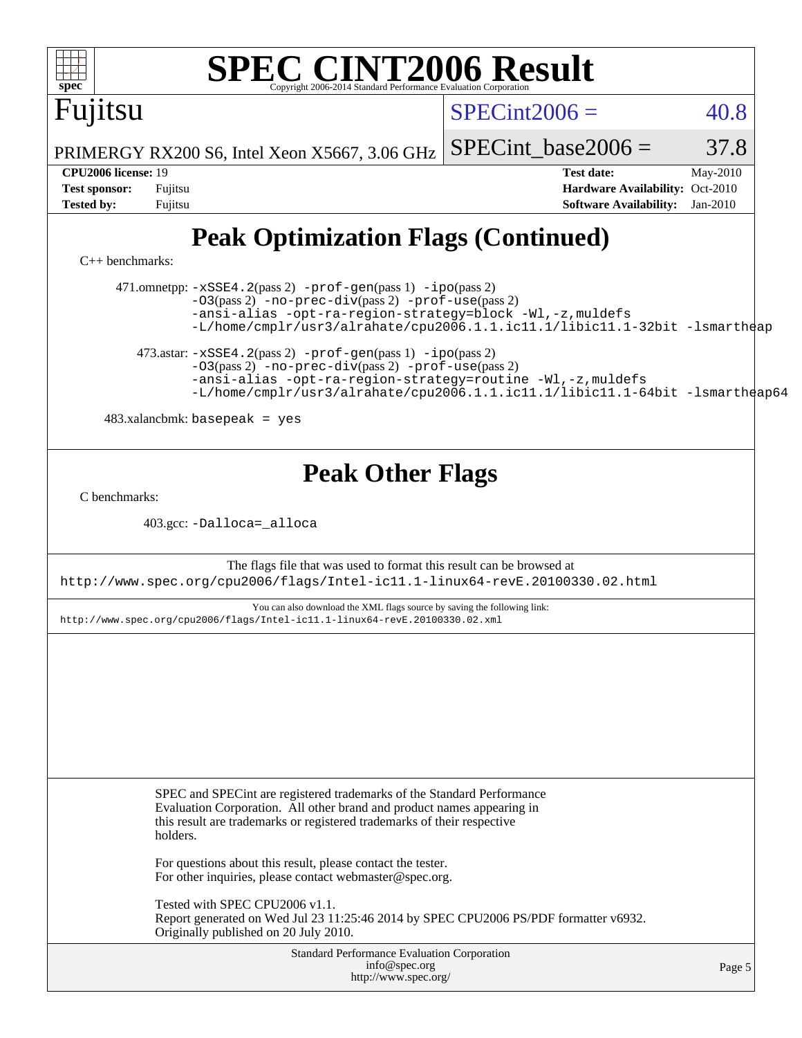# SPEC CINT2006 Result

Copyright 2006-2014 Standard Performance Evaluation Corporation

**Fujitsu**

PRIMERGY RX200 S6, Intel Xeon X5667, 3.06 GHz

SPECint2006 = 40.8

SPECint_base2006 = 37.8

| | | | |
|---|---|---|---|
| **CPU2006 license:** 19 | | **Test date:** | May-2010 |
| **Test sponsor:** | Fujitsu | **Hardware Availability:** | Oct-2010 |
| **Tested by:** | Fujitsu | **Software Availability:** | Jan-2010 |

## Peak Optimization Flags (Continued)

C++ benchmarks:

471.omnetpp: -xSSE4.2(pass 2) -prof-gen(pass 1) -ipo(pass 2) -O3(pass 2) -no-prec-div(pass 2) -prof-use(pass 2) -ansi-alias -opt-ra-region-strategy=block -Wl,-z,muldefs -L/home/cmplr/usr3/alrahate/cpu2006.1.1.ic11.1/libic11.1-32bit -lsmartheap

473.astar: -xSSE4.2(pass 2) -prof-gen(pass 1) -ipo(pass 2) -O3(pass 2) -no-prec-div(pass 2) -prof-use(pass 2) -ansi-alias -opt-ra-region-strategy=routine -Wl,-z,muldefs -L/home/cmplr/usr3/alrahate/cpu2006.1.1.ic11.1/libic11.1-64bit -lsmartheap64

483.xalancbmk: basepeak = yes

## Peak Other Flags

C benchmarks:

403.gcc: -Dalloca=_alloca

The flags file that was used to format this result can be browsed at
http://www.spec.org/cpu2006/flags/Intel-ic11.1-linux64-revE.20100330.02.html

You can also download the XML flags source by saving the following link:
http://www.spec.org/cpu2006/flags/Intel-ic11.1-linux64-revE.20100330.02.xml

SPEC and SPECint are registered trademarks of the Standard Performance Evaluation Corporation. All other brand and product names appearing in this result are trademarks or registered trademarks of their respective holders.

For questions about this result, please contact the tester.
For other inquiries, please contact webmaster@spec.org.

Tested with SPEC CPU2006 v1.1.
Report generated on Wed Jul 23 11:25:46 2014 by SPEC CPU2006 PS/PDF formatter v6932.
Originally published on 20 July 2010.

Standard Performance Evaluation Corporation
info@spec.org
http://www.spec.org/